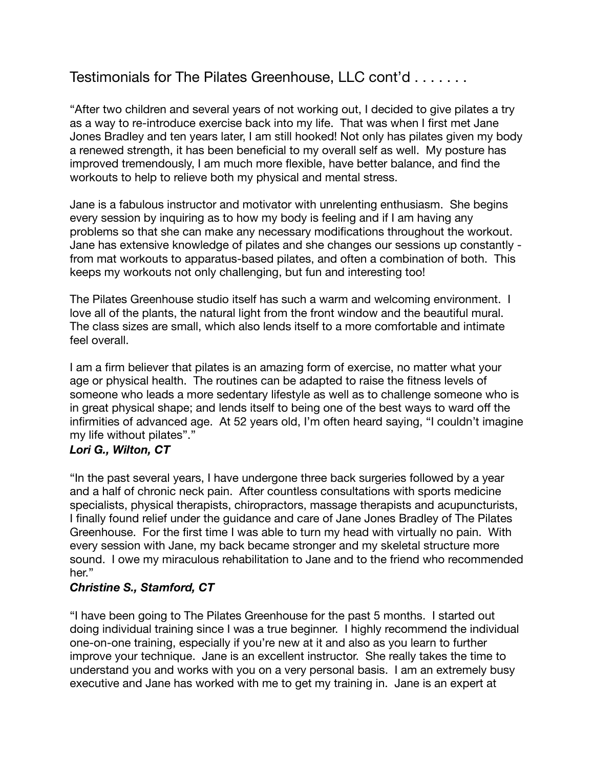# Testimonials for The Pilates Greenhouse, LLC cont'd . . . . . . .

"After two children and several years of not working out, I decided to give pilates a try as a way to re-introduce exercise back into my life. That was when I first met Jane Jones Bradley and ten years later, I am still hooked! Not only has pilates given my body a renewed strength, it has been beneficial to my overall self as well. My posture has improved tremendously, I am much more flexible, have better balance, and find the workouts to help to relieve both my physical and mental stress.

Jane is a fabulous instructor and motivator with unrelenting enthusiasm. She begins every session by inquiring as to how my body is feeling and if I am having any problems so that she can make any necessary modifications throughout the workout. Jane has extensive knowledge of pilates and she changes our sessions up constantly - from mat workouts to apparatus-based pilates, and often a combination of both. This keeps my workouts not only challenging, but fun and interesting too!

The Pilates Greenhouse studio itself has such a warm and welcoming environment. I love all of the plants, the natural light from the front window and the beautiful mural. The class sizes are small, which also lends itself to a more comfortable and intimate feel overall.

I am a firm believer that pilates is an amazing form of exercise, no matter what your age or physical health. The routines can be adapted to raise the fitness levels of someone who leads a more sedentary lifestyle as well as to challenge someone who is in great physical shape; and lends itself to being one of the best ways to ward off the infirmities of advanced age. At 52 years old, I'm often heard saying, "I couldn't imagine my life without pilates"."

***Lori G., Wilton, CT***

"In the past several years, I have undergone three back surgeries followed by a year and a half of chronic neck pain. After countless consultations with sports medicine specialists, physical therapists, chiropractors, massage therapists and acupuncturists, I finally found relief under the guidance and care of Jane Jones Bradley of The Pilates Greenhouse. For the first time I was able to turn my head with virtually no pain. With every session with Jane, my back became stronger and my skeletal structure more sound. I owe my miraculous rehabilitation to Jane and to the friend who recommended her."

***Christine S., Stamford, CT***

"I have been going to The Pilates Greenhouse for the past 5 months. I started out doing individual training since I was a true beginner. I highly recommend the individual one-on-one training, especially if you're new at it and also as you learn to further improve your technique. Jane is an excellent instructor. She really takes the time to understand you and works with you on a very personal basis. I am an extremely busy executive and Jane has worked with me to get my training in. Jane is an expert at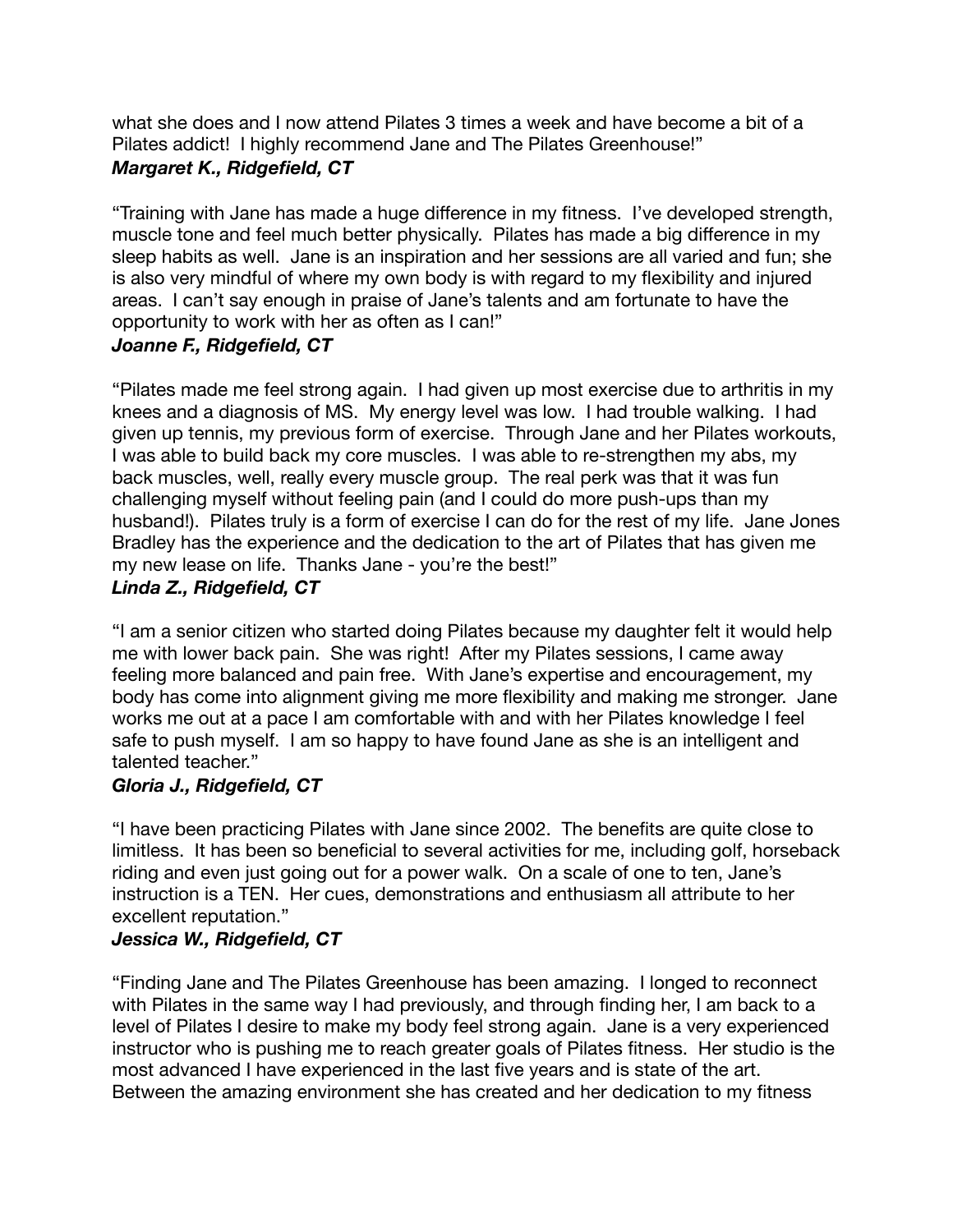what she does and I now attend Pilates 3 times a week and have become a bit of a Pilates addict! I highly recommend Jane and The Pilates Greenhouse!"

***Margaret K., Ridgefield, CT***

"Training with Jane has made a huge difference in my fitness. I've developed strength, muscle tone and feel much better physically. Pilates has made a big difference in my sleep habits as well. Jane is an inspiration and her sessions are all varied and fun; she is also very mindful of where my own body is with regard to my flexibility and injured areas. I can't say enough in praise of Jane's talents and am fortunate to have the opportunity to work with her as often as I can!"

***Joanne F., Ridgefield, CT***

"Pilates made me feel strong again. I had given up most exercise due to arthritis in my knees and a diagnosis of MS. My energy level was low. I had trouble walking. I had given up tennis, my previous form of exercise. Through Jane and her Pilates workouts, I was able to build back my core muscles. I was able to re-strengthen my abs, my back muscles, well, really every muscle group. The real perk was that it was fun challenging myself without feeling pain (and I could do more push-ups than my husband!). Pilates truly is a form of exercise I can do for the rest of my life. Jane Jones Bradley has the experience and the dedication to the art of Pilates that has given me my new lease on life. Thanks Jane - you're the best!"

***Linda Z., Ridgefield, CT***

"I am a senior citizen who started doing Pilates because my daughter felt it would help me with lower back pain. She was right! After my Pilates sessions, I came away feeling more balanced and pain free. With Jane's expertise and encouragement, my body has come into alignment giving me more flexibility and making me stronger. Jane works me out at a pace I am comfortable with and with her Pilates knowledge I feel safe to push myself. I am so happy to have found Jane as she is an intelligent and talented teacher."

***Gloria J., Ridgefield, CT***

"I have been practicing Pilates with Jane since 2002. The benefits are quite close to limitless. It has been so beneficial to several activities for me, including golf, horseback riding and even just going out for a power walk. On a scale of one to ten, Jane's instruction is a TEN. Her cues, demonstrations and enthusiasm all attribute to her excellent reputation."

***Jessica W., Ridgefield, CT***

"Finding Jane and The Pilates Greenhouse has been amazing. I longed to reconnect with Pilates in the same way I had previously, and through finding her, I am back to a level of Pilates I desire to make my body feel strong again. Jane is a very experienced instructor who is pushing me to reach greater goals of Pilates fitness. Her studio is the most advanced I have experienced in the last five years and is state of the art. Between the amazing environment she has created and her dedication to my fitness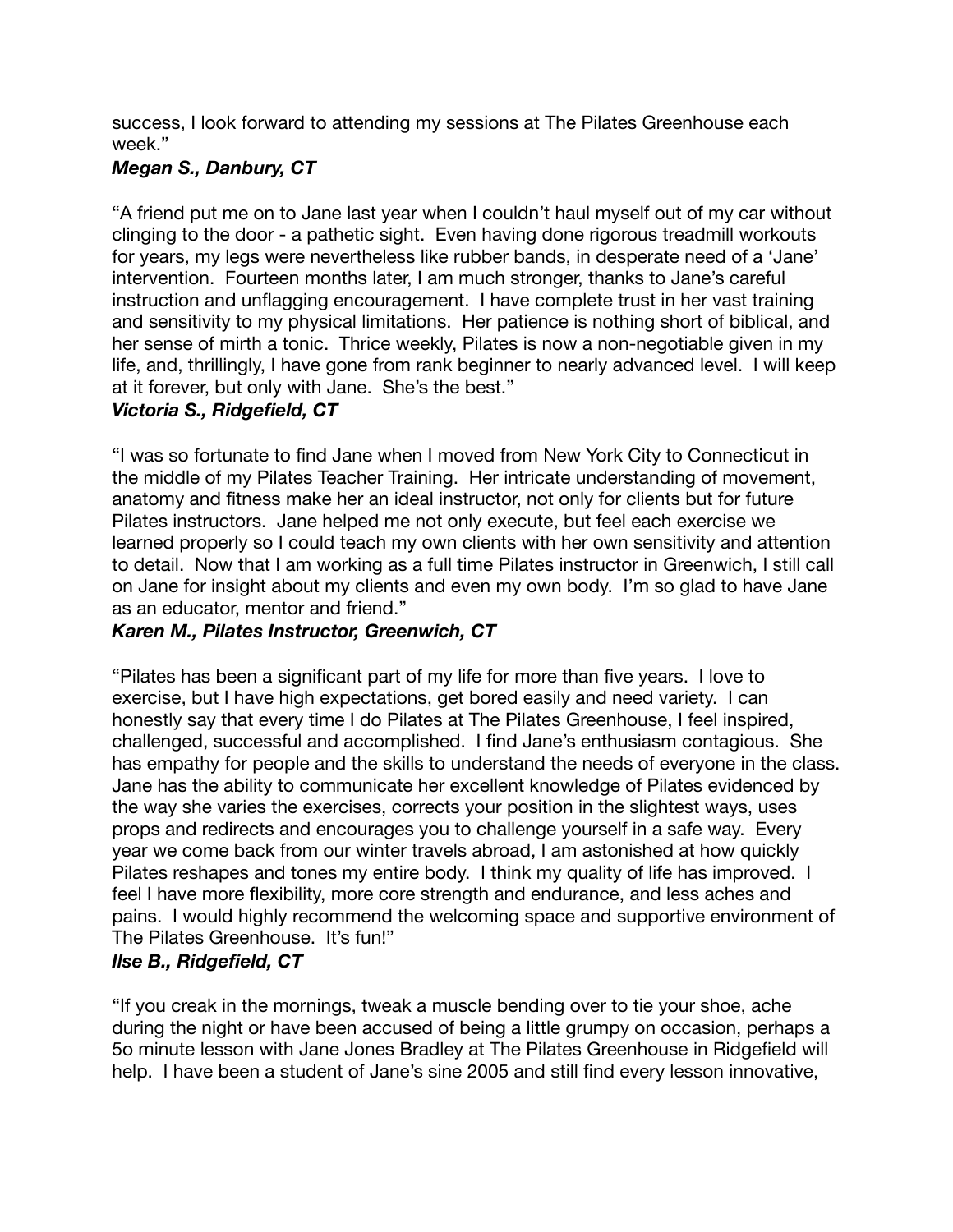success, I look forward to attending my sessions at The Pilates Greenhouse each week."

***Megan S., Danbury, CT***

"A friend put me on to Jane last year when I couldn't haul myself out of my car without clinging to the door - a pathetic sight. Even having done rigorous treadmill workouts for years, my legs were nevertheless like rubber bands, in desperate need of a 'Jane' intervention. Fourteen months later, I am much stronger, thanks to Jane's careful instruction and unflagging encouragement. I have complete trust in her vast training and sensitivity to my physical limitations. Her patience is nothing short of biblical, and her sense of mirth a tonic. Thrice weekly, Pilates is now a non-negotiable given in my life, and, thrillingly, I have gone from rank beginner to nearly advanced level. I will keep at it forever, but only with Jane. She's the best."

***Victoria S., Ridgefield, CT***

"I was so fortunate to find Jane when I moved from New York City to Connecticut in the middle of my Pilates Teacher Training. Her intricate understanding of movement, anatomy and fitness make her an ideal instructor, not only for clients but for future Pilates instructors. Jane helped me not only execute, but feel each exercise we learned properly so I could teach my own clients with her own sensitivity and attention to detail. Now that I am working as a full time Pilates instructor in Greenwich, I still call on Jane for insight about my clients and even my own body. I'm so glad to have Jane as an educator, mentor and friend."

***Karen M., Pilates Instructor, Greenwich, CT***

"Pilates has been a significant part of my life for more than five years. I love to exercise, but I have high expectations, get bored easily and need variety. I can honestly say that every time I do Pilates at The Pilates Greenhouse, I feel inspired, challenged, successful and accomplished. I find Jane's enthusiasm contagious. She has empathy for people and the skills to understand the needs of everyone in the class. Jane has the ability to communicate her excellent knowledge of Pilates evidenced by the way she varies the exercises, corrects your position in the slightest ways, uses props and redirects and encourages you to challenge yourself in a safe way. Every year we come back from our winter travels abroad, I am astonished at how quickly Pilates reshapes and tones my entire body. I think my quality of life has improved. I feel I have more flexibility, more core strength and endurance, and less aches and pains. I would highly recommend the welcoming space and supportive environment of The Pilates Greenhouse. It's fun!"

***Ilse B., Ridgefield, CT***

"If you creak in the mornings, tweak a muscle bending over to tie your shoe, ache during the night or have been accused of being a little grumpy on occasion, perhaps a 5o minute lesson with Jane Jones Bradley at The Pilates Greenhouse in Ridgefield will help. I have been a student of Jane's sine 2005 and still find every lesson innovative,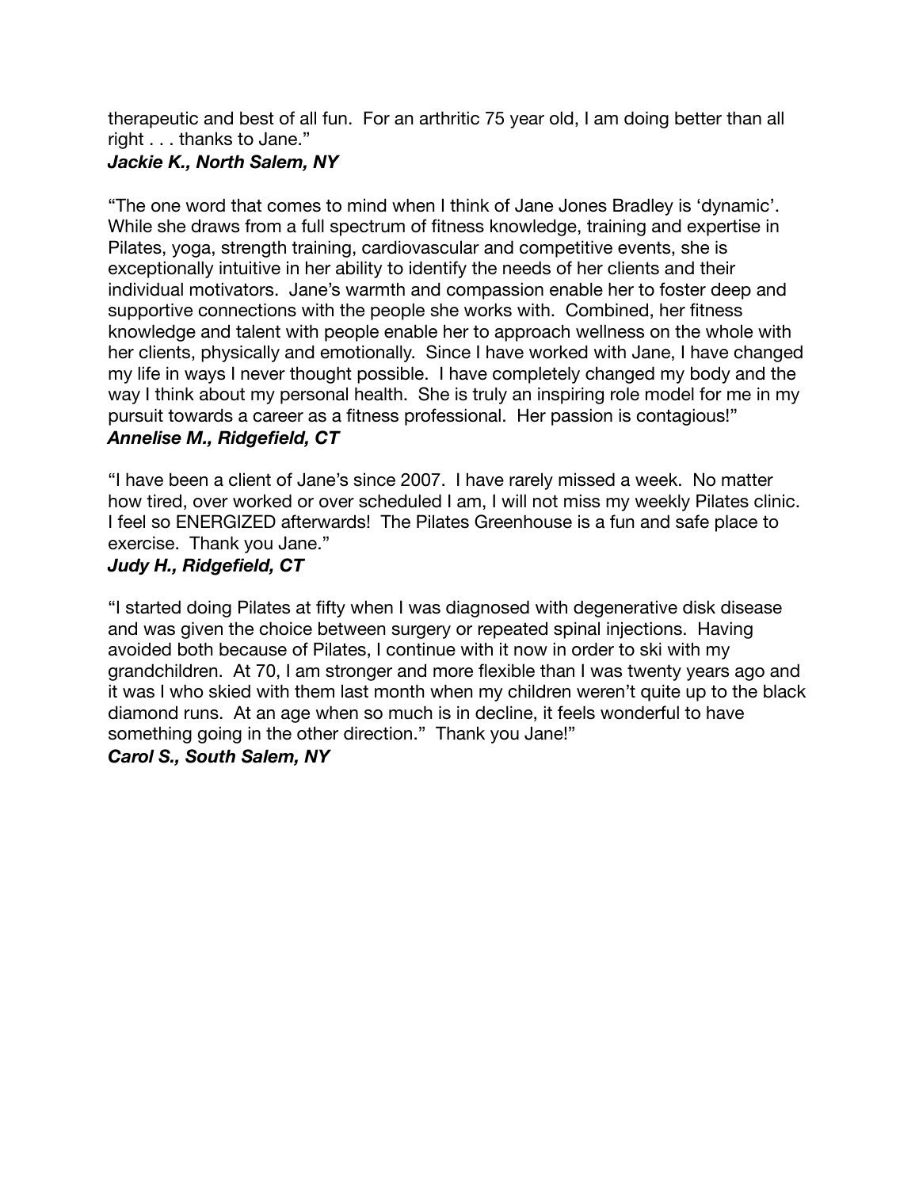therapeutic and best of all fun. For an arthritic 75 year old, I am doing better than all right . . . thanks to Jane."
***Jackie K., North Salem, NY***

"The one word that comes to mind when I think of Jane Jones Bradley is 'dynamic'. While she draws from a full spectrum of fitness knowledge, training and expertise in Pilates, yoga, strength training, cardiovascular and competitive events, she is exceptionally intuitive in her ability to identify the needs of her clients and their individual motivators. Jane's warmth and compassion enable her to foster deep and supportive connections with the people she works with. Combined, her fitness knowledge and talent with people enable her to approach wellness on the whole with her clients, physically and emotionally. Since I have worked with Jane, I have changed my life in ways I never thought possible. I have completely changed my body and the way I think about my personal health. She is truly an inspiring role model for me in my pursuit towards a career as a fitness professional. Her passion is contagious!"
***Annelise M., Ridgefield, CT***

"I have been a client of Jane's since 2007. I have rarely missed a week. No matter how tired, over worked or over scheduled I am, I will not miss my weekly Pilates clinic. I feel so ENERGIZED afterwards! The Pilates Greenhouse is a fun and safe place to exercise. Thank you Jane."
***Judy H., Ridgefield, CT***

"I started doing Pilates at fifty when I was diagnosed with degenerative disk disease and was given the choice between surgery or repeated spinal injections. Having avoided both because of Pilates, I continue with it now in order to ski with my grandchildren. At 70, I am stronger and more flexible than I was twenty years ago and it was I who skied with them last month when my children weren't quite up to the black diamond runs. At an age when so much is in decline, it feels wonderful to have something going in the other direction." Thank you Jane!"
***Carol S., South Salem, NY***